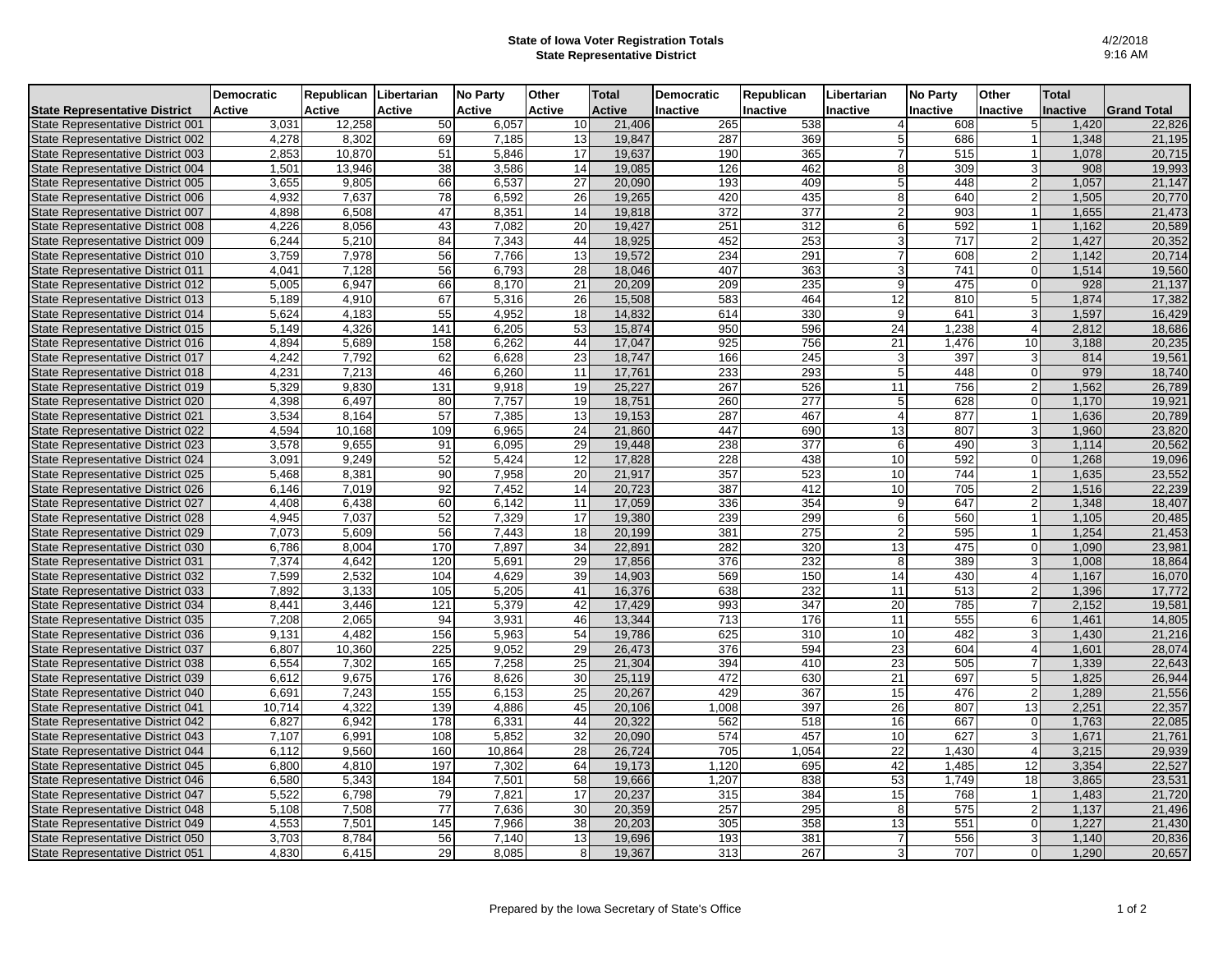**State of Iowa Voter Registration Totals**
**State Representative District**

4/2/2018
9:16 AM

| State Representative District | Democratic Active | Republican Active | Libertarian Active | No Party Active | Other Active | Total Active | Democratic Inactive | Republican Inactive | Libertarian Inactive | No Party Inactive | Other Inactive | Total Inactive | Grand Total |
|---|---|---|---|---|---|---|---|---|---|---|---|---|---|
| State Representative District 001 | 3,031 | 12,258 | 50 | 6,057 | 10 | 21,406 | 265 | 538 | 4 | 608 | 5 | 1,420 | 22,826 |
| State Representative District 002 | 4,278 | 8,302 | 69 | 7,185 | 13 | 19,847 | 287 | 369 | 5 | 686 | 1 | 1,348 | 21,195 |
| State Representative District 003 | 2,853 | 10,870 | 51 | 5,846 | 17 | 19,637 | 190 | 365 | 7 | 515 | 1 | 1,078 | 20,715 |
| State Representative District 004 | 1,501 | 13,946 | 38 | 3,586 | 14 | 19,085 | 126 | 462 | 8 | 309 | 3 | 908 | 19,993 |
| State Representative District 005 | 3,655 | 9,805 | 66 | 6,537 | 27 | 20,090 | 193 | 409 | 5 | 448 | 2 | 1,057 | 21,147 |
| State Representative District 006 | 4,932 | 7,637 | 78 | 6,592 | 26 | 19,265 | 420 | 435 | 8 | 640 | 2 | 1,505 | 20,770 |
| State Representative District 007 | 4,898 | 6,508 | 47 | 8,351 | 14 | 19,818 | 372 | 377 | 2 | 903 | 1 | 1,655 | 21,473 |
| State Representative District 008 | 4,226 | 8,056 | 43 | 7,082 | 20 | 19,427 | 251 | 312 | 6 | 592 | 1 | 1,162 | 20,589 |
| State Representative District 009 | 6,244 | 5,210 | 84 | 7,343 | 44 | 18,925 | 452 | 253 | 3 | 717 | 2 | 1,427 | 20,352 |
| State Representative District 010 | 3,759 | 7,978 | 56 | 7,766 | 13 | 19,572 | 234 | 291 | 7 | 608 | 2 | 1,142 | 20,714 |
| State Representative District 011 | 4,041 | 7,128 | 56 | 6,793 | 28 | 18,046 | 407 | 363 | 3 | 741 | 0 | 1,514 | 19,560 |
| State Representative District 012 | 5,005 | 6,947 | 66 | 8,170 | 21 | 20,209 | 209 | 235 | 9 | 475 | 0 | 928 | 21,137 |
| State Representative District 013 | 5,189 | 4,910 | 67 | 5,316 | 26 | 15,508 | 583 | 464 | 12 | 810 | 5 | 1,874 | 17,382 |
| State Representative District 014 | 5,624 | 4,183 | 55 | 4,952 | 18 | 14,832 | 614 | 330 | 9 | 641 | 3 | 1,597 | 16,429 |
| State Representative District 015 | 5,149 | 4,326 | 141 | 6,205 | 53 | 15,874 | 950 | 596 | 24 | 1,238 | 4 | 2,812 | 18,686 |
| State Representative District 016 | 4,894 | 5,689 | 158 | 6,262 | 44 | 17,047 | 925 | 756 | 21 | 1,476 | 10 | 3,188 | 20,235 |
| State Representative District 017 | 4,242 | 7,792 | 62 | 6,628 | 23 | 18,747 | 166 | 245 | 3 | 397 | 3 | 814 | 19,561 |
| State Representative District 018 | 4,231 | 7,213 | 46 | 6,260 | 11 | 17,761 | 233 | 293 | 5 | 448 | 0 | 979 | 18,740 |
| State Representative District 019 | 5,329 | 9,830 | 131 | 9,918 | 19 | 25,227 | 267 | 526 | 11 | 756 | 2 | 1,562 | 26,789 |
| State Representative District 020 | 4,398 | 6,497 | 80 | 7,757 | 19 | 18,751 | 260 | 277 | 5 | 628 | 0 | 1,170 | 19,921 |
| State Representative District 021 | 3,534 | 8,164 | 57 | 7,385 | 13 | 19,153 | 287 | 467 | 4 | 877 | 1 | 1,636 | 20,789 |
| State Representative District 022 | 4,594 | 10,168 | 109 | 6,965 | 24 | 21,860 | 447 | 690 | 13 | 807 | 3 | 1,960 | 23,820 |
| State Representative District 023 | 3,578 | 9,655 | 91 | 6,095 | 29 | 19,448 | 238 | 377 | 6 | 490 | 3 | 1,114 | 20,562 |
| State Representative District 024 | 3,091 | 9,249 | 52 | 5,424 | 12 | 17,828 | 228 | 438 | 10 | 592 | 0 | 1,268 | 19,096 |
| State Representative District 025 | 5,468 | 8,381 | 90 | 7,958 | 20 | 21,917 | 357 | 523 | 10 | 744 | 1 | 1,635 | 23,552 |
| State Representative District 026 | 6,146 | 7,019 | 92 | 7,452 | 14 | 20,723 | 387 | 412 | 10 | 705 | 2 | 1,516 | 22,239 |
| State Representative District 027 | 4,408 | 6,438 | 60 | 6,142 | 11 | 17,059 | 336 | 354 | 9 | 647 | 2 | 1,348 | 18,407 |
| State Representative District 028 | 4,945 | 7,037 | 52 | 7,329 | 17 | 19,380 | 239 | 299 | 6 | 560 | 1 | 1,105 | 20,485 |
| State Representative District 029 | 7,073 | 5,609 | 56 | 7,443 | 18 | 20,199 | 381 | 275 | 2 | 595 | 1 | 1,254 | 21,453 |
| State Representative District 030 | 6,786 | 8,004 | 170 | 7,897 | 34 | 22,891 | 282 | 320 | 13 | 475 | 0 | 1,090 | 23,981 |
| State Representative District 031 | 7,374 | 4,642 | 120 | 5,691 | 29 | 17,856 | 376 | 232 | 8 | 389 | 3 | 1,008 | 18,864 |
| State Representative District 032 | 7,599 | 2,532 | 104 | 4,629 | 39 | 14,903 | 569 | 150 | 14 | 430 | 4 | 1,167 | 16,070 |
| State Representative District 033 | 7,892 | 3,133 | 105 | 5,205 | 41 | 16,376 | 638 | 232 | 11 | 513 | 2 | 1,396 | 17,772 |
| State Representative District 034 | 8,441 | 3,446 | 121 | 5,379 | 42 | 17,429 | 993 | 347 | 20 | 785 | 7 | 2,152 | 19,581 |
| State Representative District 035 | 7,208 | 2,065 | 94 | 3,931 | 46 | 13,344 | 713 | 176 | 11 | 555 | 6 | 1,461 | 14,805 |
| State Representative District 036 | 9,131 | 4,482 | 156 | 5,963 | 54 | 19,786 | 625 | 310 | 10 | 482 | 3 | 1,430 | 21,216 |
| State Representative District 037 | 6,807 | 10,360 | 225 | 9,052 | 29 | 26,473 | 376 | 594 | 23 | 604 | 4 | 1,601 | 28,074 |
| State Representative District 038 | 6,554 | 7,302 | 165 | 7,258 | 25 | 21,304 | 394 | 410 | 23 | 505 | 7 | 1,339 | 22,643 |
| State Representative District 039 | 6,612 | 9,675 | 176 | 8,626 | 30 | 25,119 | 472 | 630 | 21 | 697 | 5 | 1,825 | 26,944 |
| State Representative District 040 | 6,691 | 7,243 | 155 | 6,153 | 25 | 20,267 | 429 | 367 | 15 | 476 | 2 | 1,289 | 21,556 |
| State Representative District 041 | 10,714 | 4,322 | 139 | 4,886 | 45 | 20,106 | 1,008 | 397 | 26 | 807 | 13 | 2,251 | 22,357 |
| State Representative District 042 | 6,827 | 6,942 | 178 | 6,331 | 44 | 20,322 | 562 | 518 | 16 | 667 | 0 | 1,763 | 22,085 |
| State Representative District 043 | 7,107 | 6,991 | 108 | 5,852 | 32 | 20,090 | 574 | 457 | 10 | 627 | 3 | 1,671 | 21,761 |
| State Representative District 044 | 6,112 | 9,560 | 160 | 10,864 | 28 | 26,724 | 705 | 1,054 | 22 | 1,430 | 4 | 3,215 | 29,939 |
| State Representative District 045 | 6,800 | 4,810 | 197 | 7,302 | 64 | 19,173 | 1,120 | 695 | 42 | 1,485 | 12 | 3,354 | 22,527 |
| State Representative District 046 | 6,580 | 5,343 | 184 | 7,501 | 58 | 19,666 | 1,207 | 838 | 53 | 1,749 | 18 | 3,865 | 23,531 |
| State Representative District 047 | 5,522 | 6,798 | 79 | 7,821 | 17 | 20,237 | 315 | 384 | 15 | 768 | 1 | 1,483 | 21,720 |
| State Representative District 048 | 5,108 | 7,508 | 77 | 7,636 | 30 | 20,359 | 257 | 295 | 8 | 575 | 2 | 1,137 | 21,496 |
| State Representative District 049 | 4,553 | 7,501 | 145 | 7,966 | 38 | 20,203 | 305 | 358 | 13 | 551 | 0 | 1,227 | 21,430 |
| State Representative District 050 | 3,703 | 8,784 | 56 | 7,140 | 13 | 19,696 | 193 | 381 | 7 | 556 | 3 | 1,140 | 20,836 |
| State Representative District 051 | 4,830 | 6,415 | 29 | 8,085 | 8 | 19,367 | 313 | 267 | 3 | 707 | 0 | 1,290 | 20,657 |

Prepared by the Iowa Secretary of State's Office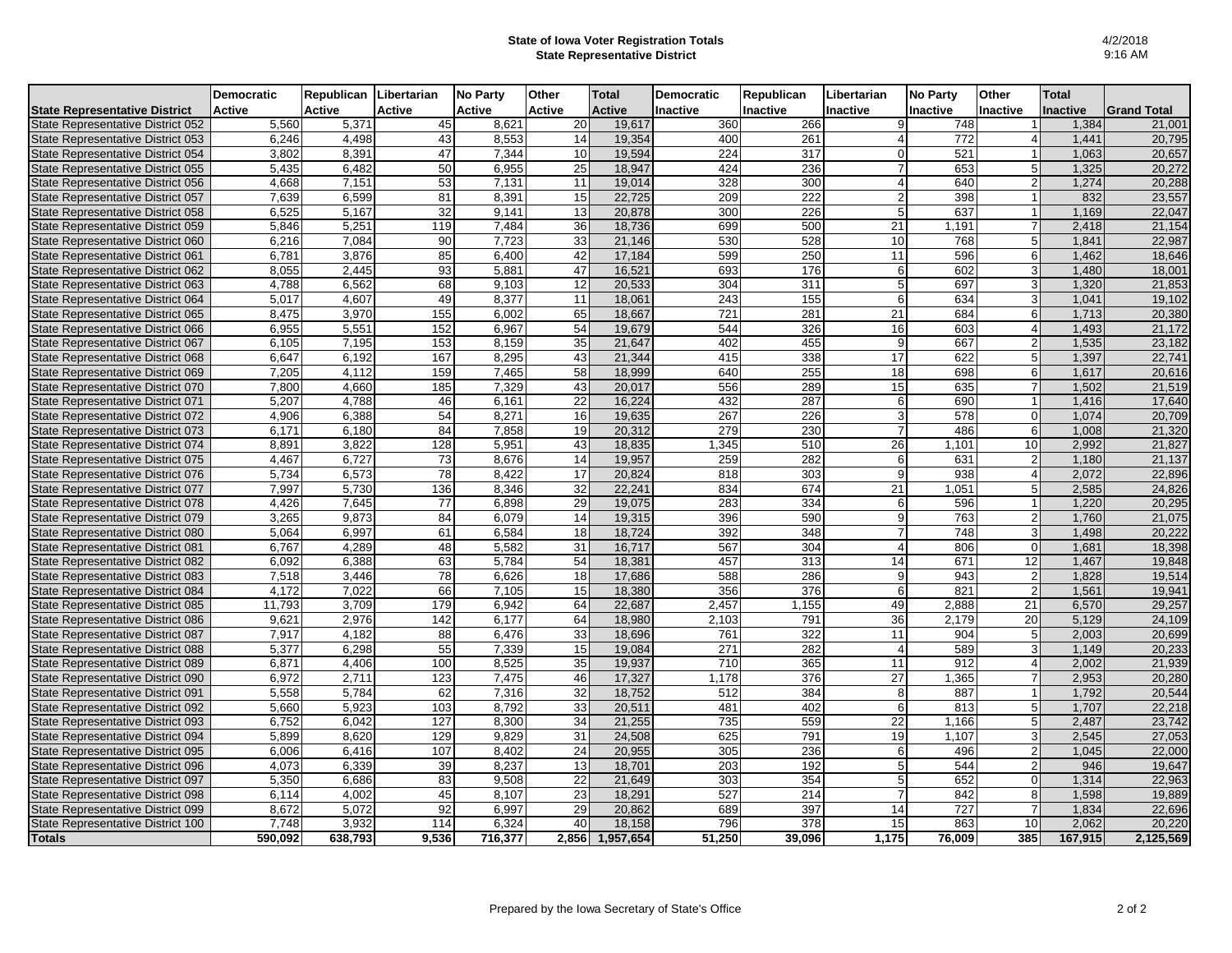**State of Iowa Voter Registration Totals**
**State Representative District**

4/2/2018
9:16 AM

| State Representative District | Democratic Active | Republican Active | Libertarian Active | No Party Active | Other Active | Total Active | Democratic Inactive | Republican Inactive | Libertarian Inactive | No Party Inactive | Other Inactive | Total Inactive | Grand Total |
|---|---|---|---|---|---|---|---|---|---|---|---|---|---|
| State Representative District 052 | 5,560 | 5,371 | 45 | 8,621 | 20 | 19,617 | 360 | 266 | 9 | 748 | 1 | 1,384 | 21,001 |
| State Representative District 053 | 6,246 | 4,498 | 43 | 8,553 | 14 | 19,354 | 400 | 261 | 4 | 772 | 4 | 1,441 | 20,795 |
| State Representative District 054 | 3,802 | 8,391 | 47 | 7,344 | 10 | 19,594 | 224 | 317 | 0 | 521 | 1 | 1,063 | 20,657 |
| State Representative District 055 | 5,435 | 6,482 | 50 | 6,955 | 25 | 18,947 | 424 | 236 | 7 | 653 | 5 | 1,325 | 20,272 |
| State Representative District 056 | 4,668 | 7,151 | 53 | 7,131 | 11 | 19,014 | 328 | 300 | 4 | 640 | 2 | 1,274 | 20,288 |
| State Representative District 057 | 7,639 | 6,599 | 81 | 8,391 | 15 | 22,725 | 209 | 222 | 2 | 398 | 1 | 832 | 23,557 |
| State Representative District 058 | 6,525 | 5,167 | 32 | 9,141 | 13 | 20,878 | 300 | 226 | 5 | 637 | 1 | 1,169 | 22,047 |
| State Representative District 059 | 5,846 | 5,251 | 119 | 7,484 | 36 | 18,736 | 699 | 500 | 21 | 1,191 | 7 | 2,418 | 21,154 |
| State Representative District 060 | 6,216 | 7,084 | 90 | 7,723 | 33 | 21,146 | 530 | 528 | 10 | 768 | 5 | 1,841 | 22,987 |
| State Representative District 061 | 6,781 | 3,876 | 85 | 6,400 | 42 | 17,184 | 599 | 250 | 11 | 596 | 6 | 1,462 | 18,646 |
| State Representative District 062 | 8,055 | 2,445 | 93 | 5,881 | 47 | 16,521 | 693 | 176 | 6 | 602 | 3 | 1,480 | 18,001 |
| State Representative District 063 | 4,788 | 6,562 | 68 | 9,103 | 12 | 20,533 | 304 | 311 | 5 | 697 | 3 | 1,320 | 21,853 |
| State Representative District 064 | 5,017 | 4,607 | 49 | 8,377 | 11 | 18,061 | 243 | 155 | 6 | 634 | 3 | 1,041 | 19,102 |
| State Representative District 065 | 8,475 | 3,970 | 155 | 6,002 | 65 | 18,667 | 721 | 281 | 21 | 684 | 6 | 1,713 | 20,380 |
| State Representative District 066 | 6,955 | 5,551 | 152 | 6,967 | 54 | 19,679 | 544 | 326 | 16 | 603 | 4 | 1,493 | 21,172 |
| State Representative District 067 | 6,105 | 7,195 | 153 | 8,159 | 35 | 21,647 | 402 | 455 | 9 | 667 | 2 | 1,535 | 23,182 |
| State Representative District 068 | 6,647 | 6,192 | 167 | 8,295 | 43 | 21,344 | 415 | 338 | 17 | 622 | 5 | 1,397 | 22,741 |
| State Representative District 069 | 7,205 | 4,112 | 159 | 7,465 | 58 | 18,999 | 640 | 255 | 18 | 698 | 6 | 1,617 | 20,616 |
| State Representative District 070 | 7,800 | 4,660 | 185 | 7,329 | 43 | 20,017 | 556 | 289 | 15 | 635 | 7 | 1,502 | 21,519 |
| State Representative District 071 | 5,207 | 4,788 | 46 | 6,161 | 22 | 16,224 | 432 | 287 | 6 | 690 | 1 | 1,416 | 17,640 |
| State Representative District 072 | 4,906 | 6,388 | 54 | 8,271 | 16 | 19,635 | 267 | 226 | 3 | 578 | 0 | 1,074 | 20,709 |
| State Representative District 073 | 6,171 | 6,180 | 84 | 7,858 | 19 | 20,312 | 279 | 230 | 7 | 486 | 6 | 1,008 | 21,320 |
| State Representative District 074 | 8,891 | 3,822 | 128 | 5,951 | 43 | 18,835 | 1,345 | 510 | 26 | 1,101 | 10 | 2,992 | 21,827 |
| State Representative District 075 | 4,467 | 6,727 | 73 | 8,676 | 14 | 19,957 | 259 | 282 | 6 | 631 | 2 | 1,180 | 21,137 |
| State Representative District 076 | 5,734 | 6,573 | 78 | 8,422 | 17 | 20,824 | 818 | 303 | 9 | 938 | 4 | 2,072 | 22,896 |
| State Representative District 077 | 7,997 | 5,730 | 136 | 8,346 | 32 | 22,241 | 834 | 674 | 21 | 1,051 | 5 | 2,585 | 24,826 |
| State Representative District 078 | 4,426 | 7,645 | 77 | 6,898 | 29 | 19,075 | 283 | 334 | 6 | 596 | 1 | 1,220 | 20,295 |
| State Representative District 079 | 3,265 | 9,873 | 84 | 6,079 | 14 | 19,315 | 396 | 590 | 9 | 763 | 2 | 1,760 | 21,075 |
| State Representative District 080 | 5,064 | 6,997 | 61 | 6,584 | 18 | 18,724 | 392 | 348 | 7 | 748 | 3 | 1,498 | 20,222 |
| State Representative District 081 | 6,767 | 4,289 | 48 | 5,582 | 31 | 16,717 | 567 | 304 | 4 | 806 | 0 | 1,681 | 18,398 |
| State Representative District 082 | 6,092 | 6,388 | 63 | 5,784 | 54 | 18,381 | 457 | 313 | 14 | 671 | 12 | 1,467 | 19,848 |
| State Representative District 083 | 7,518 | 3,446 | 78 | 6,626 | 18 | 17,686 | 588 | 286 | 9 | 943 | 2 | 1,828 | 19,514 |
| State Representative District 084 | 4,172 | 7,022 | 66 | 7,105 | 15 | 18,380 | 356 | 376 | 6 | 821 | 2 | 1,561 | 19,941 |
| State Representative District 085 | 11,793 | 3,709 | 179 | 6,942 | 64 | 22,687 | 2,457 | 1,155 | 49 | 2,888 | 21 | 6,570 | 29,257 |
| State Representative District 086 | 9,621 | 2,976 | 142 | 6,177 | 64 | 18,980 | 2,103 | 791 | 36 | 2,179 | 20 | 5,129 | 24,109 |
| State Representative District 087 | 7,917 | 4,182 | 88 | 6,476 | 33 | 18,696 | 761 | 322 | 11 | 904 | 5 | 2,003 | 20,699 |
| State Representative District 088 | 5,377 | 6,298 | 55 | 7,339 | 15 | 19,084 | 271 | 282 | 4 | 589 | 3 | 1,149 | 20,233 |
| State Representative District 089 | 6,871 | 4,406 | 100 | 8,525 | 35 | 19,937 | 710 | 365 | 11 | 912 | 4 | 2,002 | 21,939 |
| State Representative District 090 | 6,972 | 2,711 | 123 | 7,475 | 46 | 17,327 | 1,178 | 376 | 27 | 1,365 | 7 | 2,953 | 20,280 |
| State Representative District 091 | 5,558 | 5,784 | 62 | 7,316 | 32 | 18,752 | 512 | 384 | 8 | 887 | 1 | 1,792 | 20,544 |
| State Representative District 092 | 5,660 | 5,923 | 103 | 8,792 | 33 | 20,511 | 481 | 402 | 6 | 813 | 5 | 1,707 | 22,218 |
| State Representative District 093 | 6,752 | 6,042 | 127 | 8,300 | 34 | 21,255 | 735 | 559 | 22 | 1,166 | 5 | 2,487 | 23,742 |
| State Representative District 094 | 5,899 | 8,620 | 129 | 9,829 | 31 | 24,508 | 625 | 791 | 19 | 1,107 | 3 | 2,545 | 27,053 |
| State Representative District 095 | 6,006 | 6,416 | 107 | 8,402 | 24 | 20,955 | 305 | 236 | 6 | 496 | 2 | 1,045 | 22,000 |
| State Representative District 096 | 4,073 | 6,339 | 39 | 8,237 | 13 | 18,701 | 203 | 192 | 5 | 544 | 2 | 946 | 19,647 |
| State Representative District 097 | 5,350 | 6,686 | 83 | 9,508 | 22 | 21,649 | 303 | 354 | 5 | 652 | 0 | 1,314 | 22,963 |
| State Representative District 098 | 6,114 | 4,002 | 45 | 8,107 | 23 | 18,291 | 527 | 214 | 7 | 842 | 8 | 1,598 | 19,889 |
| State Representative District 099 | 8,672 | 5,072 | 92 | 6,997 | 29 | 20,862 | 689 | 397 | 14 | 727 | 7 | 1,834 | 22,696 |
| State Representative District 100 | 7,748 | 3,932 | 114 | 6,324 | 40 | 18,158 | 796 | 378 | 15 | 863 | 10 | 2,062 | 20,220 |
| **Totals** | **590,092** | **638,793** | **9,536** | **716,377** | **2,856** | **1,957,654** | **51,250** | **39,096** | **1,175** | **76,009** | **385** | **167,915** | **2,125,569** |

Prepared by the Iowa Secretary of State's Office